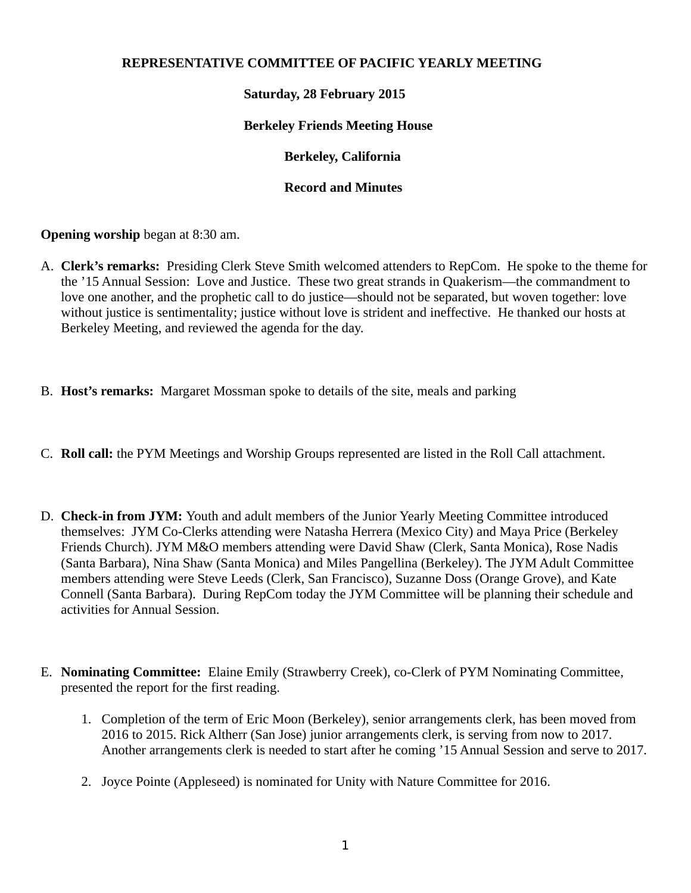**REPRESENTATIVE COMMITTEE OF PACIFIC YEARLY MEETING**

**Saturday, 28 February 2015**

**Berkeley Friends Meeting House**

**Berkeley, California**

**Record and Minutes**

**Opening worship** began at 8:30 am.

A. **Clerk's remarks:** Presiding Clerk Steve Smith welcomed attenders to RepCom. He spoke to the theme for the '15 Annual Session: Love and Justice. These two great strands in Quakerism—the commandment to love one another, and the prophetic call to do justice—should not be separated, but woven together: love without justice is sentimentality; justice without love is strident and ineffective. He thanked our hosts at Berkeley Meeting, and reviewed the agenda for the day.

B. **Host's remarks:** Margaret Mossman spoke to details of the site, meals and parking

C. **Roll call:** the PYM Meetings and Worship Groups represented are listed in the Roll Call attachment.

D. **Check-in from JYM:** Youth and adult members of the Junior Yearly Meeting Committee introduced themselves: JYM Co-Clerks attending were Natasha Herrera (Mexico City) and Maya Price (Berkeley Friends Church). JYM M&O members attending were David Shaw (Clerk, Santa Monica), Rose Nadis (Santa Barbara), Nina Shaw (Santa Monica) and Miles Pangellina (Berkeley). The JYM Adult Committee members attending were Steve Leeds (Clerk, San Francisco), Suzanne Doss (Orange Grove), and Kate Connell (Santa Barbara). During RepCom today the JYM Committee will be planning their schedule and activities for Annual Session.

E. **Nominating Committee:** Elaine Emily (Strawberry Creek), co-Clerk of PYM Nominating Committee, presented the report for the first reading.

   1. Completion of the term of Eric Moon (Berkeley), senior arrangements clerk, has been moved from 2016 to 2015. Rick Altherr (San Jose) junior arrangements clerk, is serving from now to 2017. Another arrangements clerk is needed to start after he coming '15 Annual Session and serve to 2017.

   2. Joyce Pointe (Appleseed) is nominated for Unity with Nature Committee for 2016.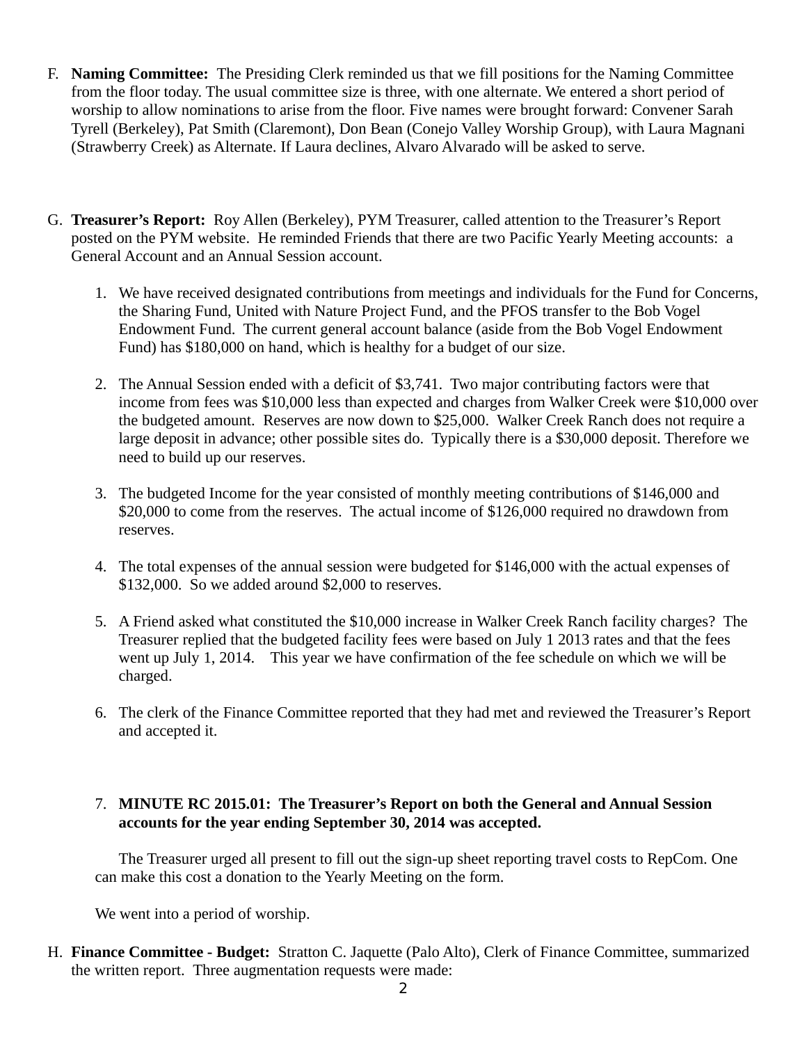F. **Naming Committee:** The Presiding Clerk reminded us that we fill positions for the Naming Committee from the floor today. The usual committee size is three, with one alternate. We entered a short period of worship to allow nominations to arise from the floor. Five names were brought forward: Convener Sarah Tyrell (Berkeley), Pat Smith (Claremont), Don Bean (Conejo Valley Worship Group), with Laura Magnani (Strawberry Creek) as Alternate. If Laura declines, Alvaro Alvarado will be asked to serve.

G. **Treasurer's Report:** Roy Allen (Berkeley), PYM Treasurer, called attention to the Treasurer's Report posted on the PYM website. He reminded Friends that there are two Pacific Yearly Meeting accounts: a General Account and an Annual Session account.

   1. We have received designated contributions from meetings and individuals for the Fund for Concerns, the Sharing Fund, United with Nature Project Fund, and the PFOS transfer to the Bob Vogel Endowment Fund. The current general account balance (aside from the Bob Vogel Endowment Fund) has $180,000 on hand, which is healthy for a budget of our size.

   2. The Annual Session ended with a deficit of $3,741. Two major contributing factors were that income from fees was $10,000 less than expected and charges from Walker Creek were $10,000 over the budgeted amount. Reserves are now down to $25,000. Walker Creek Ranch does not require a large deposit in advance; other possible sites do. Typically there is a $30,000 deposit. Therefore we need to build up our reserves.

   3. The budgeted Income for the year consisted of monthly meeting contributions of $146,000 and $20,000 to come from the reserves. The actual income of $126,000 required no drawdown from reserves.

   4. The total expenses of the annual session were budgeted for $146,000 with the actual expenses of $132,000. So we added around $2,000 to reserves.

   5. A Friend asked what constituted the $10,000 increase in Walker Creek Ranch facility charges? The Treasurer replied that the budgeted facility fees were based on July 1 2013 rates and that the fees went up July 1, 2014. This year we have confirmation of the fee schedule on which we will be charged.

   6. The clerk of the Finance Committee reported that they had met and reviewed the Treasurer's Report and accepted it.

   7. **MINUTE RC 2015.01: The Treasurer's Report on both the General and Annual Session accounts for the year ending September 30, 2014 was accepted.**

   The Treasurer urged all present to fill out the sign-up sheet reporting travel costs to RepCom. One can make this cost a donation to the Yearly Meeting on the form.

   We went into a period of worship.

H. **Finance Committee - Budget:** Stratton C. Jaquette (Palo Alto), Clerk of Finance Committee, summarized the written report. Three augmentation requests were made: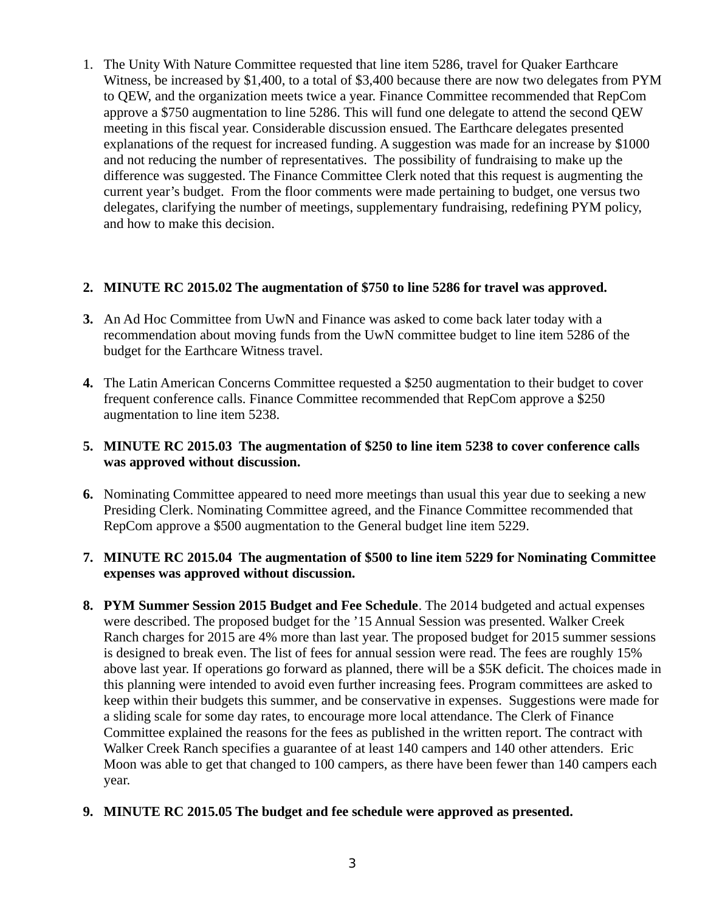1. The Unity With Nature Committee requested that line item 5286, travel for Quaker Earthcare Witness, be increased by $1,400, to a total of $3,400 because there are now two delegates from PYM to QEW, and the organization meets twice a year. Finance Committee recommended that RepCom approve a $750 augmentation to line 5286. This will fund one delegate to attend the second QEW meeting in this fiscal year. Considerable discussion ensued. The Earthcare delegates presented explanations of the request for increased funding. A suggestion was made for an increase by $1000 and not reducing the number of representatives. The possibility of fundraising to make up the difference was suggested. The Finance Committee Clerk noted that this request is augmenting the current year's budget. From the floor comments were made pertaining to budget, one versus two delegates, clarifying the number of meetings, supplementary fundraising, redefining PYM policy, and how to make this decision.

2. **MINUTE RC 2015.02 The augmentation of $750 to line 5286 for travel was approved.**

3. An Ad Hoc Committee from UwN and Finance was asked to come back later today with a recommendation about moving funds from the UwN committee budget to line item 5286 of the budget for the Earthcare Witness travel.

4. The Latin American Concerns Committee requested a $250 augmentation to their budget to cover frequent conference calls. Finance Committee recommended that RepCom approve a $250 augmentation to line item 5238.

5. **MINUTE RC 2015.03 The augmentation of $250 to line item 5238 to cover conference calls was approved without discussion.**

6. Nominating Committee appeared to need more meetings than usual this year due to seeking a new Presiding Clerk. Nominating Committee agreed, and the Finance Committee recommended that RepCom approve a $500 augmentation to the General budget line item 5229.

7. **MINUTE RC 2015.04 The augmentation of $500 to line item 5229 for Nominating Committee expenses was approved without discussion.**

8. **PYM Summer Session 2015 Budget and Fee Schedule**. The 2014 budgeted and actual expenses were described. The proposed budget for the '15 Annual Session was presented. Walker Creek Ranch charges for 2015 are 4% more than last year. The proposed budget for 2015 summer sessions is designed to break even. The list of fees for annual session were read. The fees are roughly 15% above last year. If operations go forward as planned, there will be a $5K deficit. The choices made in this planning were intended to avoid even further increasing fees. Program committees are asked to keep within their budgets this summer, and be conservative in expenses. Suggestions were made for a sliding scale for some day rates, to encourage more local attendance. The Clerk of Finance Committee explained the reasons for the fees as published in the written report. The contract with Walker Creek Ranch specifies a guarantee of at least 140 campers and 140 other attenders. Eric Moon was able to get that changed to 100 campers, as there have been fewer than 140 campers each year.

9. **MINUTE RC 2015.05 The budget and fee schedule were approved as presented.**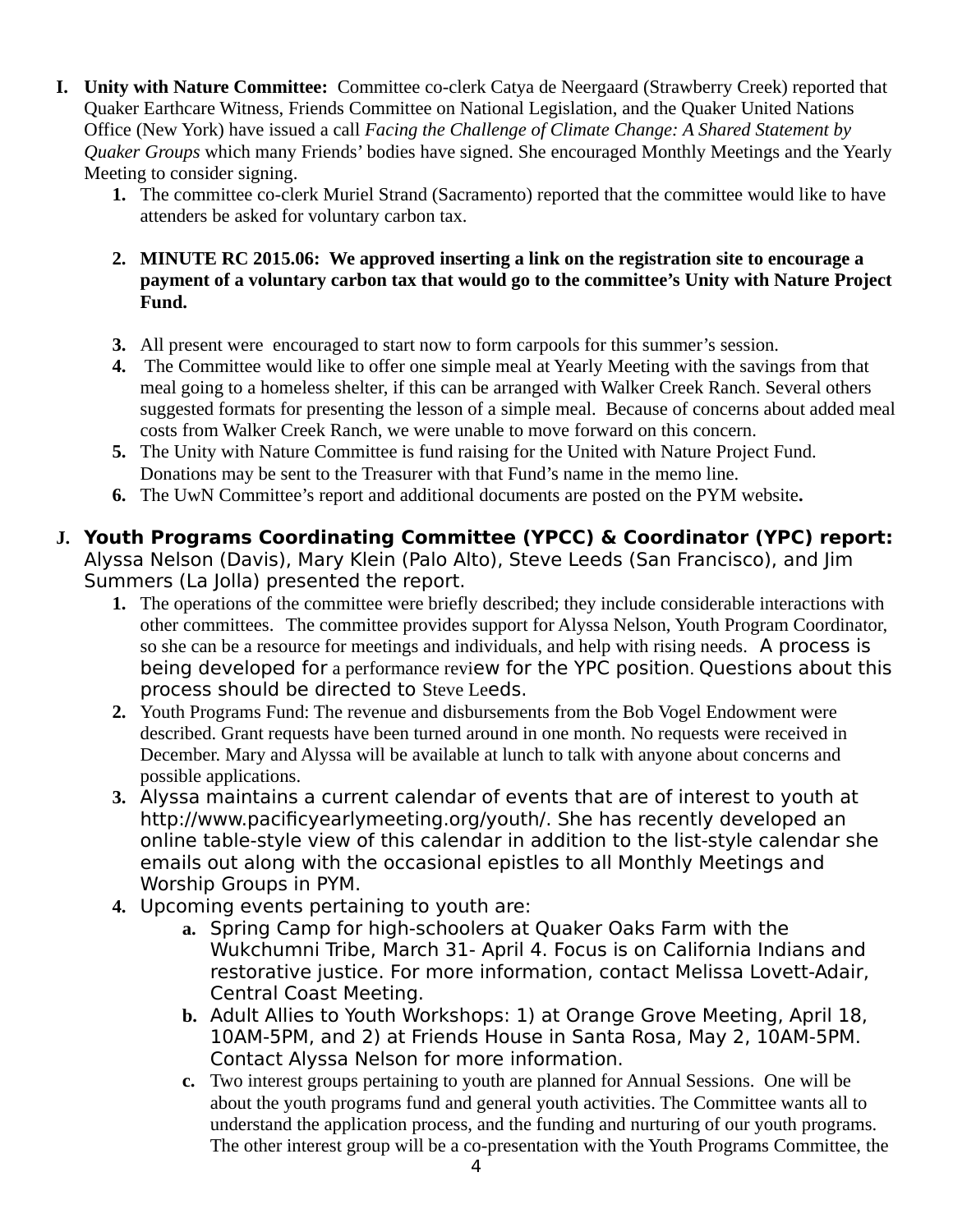I. **Unity with Nature Committee:** Committee co-clerk Catya de Neergaard (Strawberry Creek) reported that Quaker Earthcare Witness, Friends Committee on National Legislation, and the Quaker United Nations Office (New York) have issued a call *Facing the Challenge of Climate Change: A Shared Statement by Quaker Groups* which many Friends' bodies have signed. She encouraged Monthly Meetings and the Yearly Meeting to consider signing.

   1. The committee co-clerk Muriel Strand (Sacramento) reported that the committee would like to have attenders be asked for voluntary carbon tax.

   2. **MINUTE RC 2015.06: We approved inserting a link on the registration site to encourage a payment of a voluntary carbon tax that would go to the committee's Unity with Nature Project Fund.**

   3. All present were encouraged to start now to form carpools for this summer's session.
   4. The Committee would like to offer one simple meal at Yearly Meeting with the savings from that meal going to a homeless shelter, if this can be arranged with Walker Creek Ranch. Several others suggested formats for presenting the lesson of a simple meal. Because of concerns about added meal costs from Walker Creek Ranch, we were unable to move forward on this concern.
   5. The Unity with Nature Committee is fund raising for the United with Nature Project Fund. Donations may be sent to the Treasurer with that Fund's name in the memo line.
   6. The UwN Committee's report and additional documents are posted on the PYM website.

J. **Youth Programs Coordinating Committee (YPCC) & Coordinator (YPC) report:** Alyssa Nelson (Davis), Mary Klein (Palo Alto), Steve Leeds (San Francisco), and Jim Summers (La Jolla) presented the report.

   1. The operations of the committee were briefly described; they include considerable interactions with other committees. The committee provides support for Alyssa Nelson, Youth Program Coordinator, so she can be a resource for meetings and individuals, and help with rising needs. A process is being developed for a performance review for the YPC position. Questions about this process should be directed to Steve Leeds.
   2. Youth Programs Fund: The revenue and disbursements from the Bob Vogel Endowment were described. Grant requests have been turned around in one month. No requests were received in December. Mary and Alyssa will be available at lunch to talk with anyone about concerns and possible applications.
   3. Alyssa maintains a current calendar of events that are of interest to youth at http://www.pacificyearlymeeting.org/youth/. She has recently developed an online table-style view of this calendar in addition to the list-style calendar she emails out along with the occasional epistles to all Monthly Meetings and Worship Groups in PYM.
   4. Upcoming events pertaining to youth are:
      a. Spring Camp for high-schoolers at Quaker Oaks Farm with the Wukchumni Tribe, March 31- April 4. Focus is on California Indians and restorative justice. For more information, contact Melissa Lovett-Adair, Central Coast Meeting.
      b. Adult Allies to Youth Workshops: 1) at Orange Grove Meeting, April 18, 10AM-5PM, and 2) at Friends House in Santa Rosa, May 2, 10AM-5PM. Contact Alyssa Nelson for more information.
      c. Two interest groups pertaining to youth are planned for Annual Sessions. One will be about the youth programs fund and general youth activities. The Committee wants all to understand the application process, and the funding and nurturing of our youth programs. The other interest group will be a co-presentation with the Youth Programs Committee, the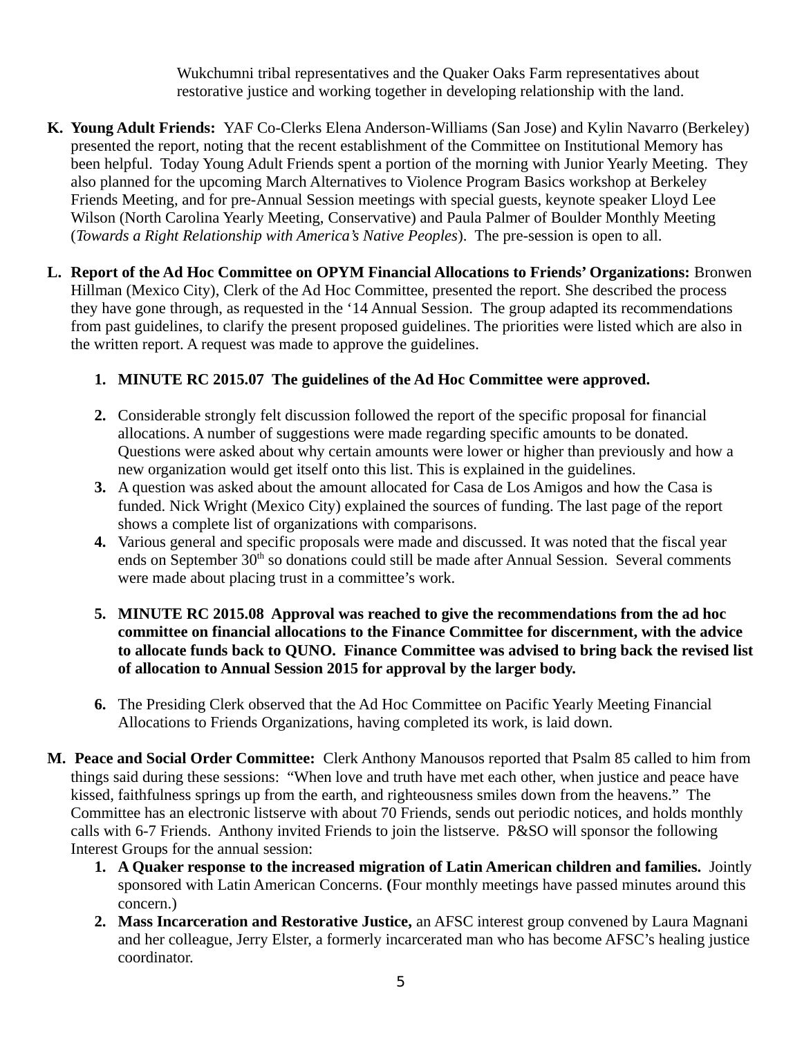Wukchumni tribal representatives and the Quaker Oaks Farm representatives about restorative justice and working together in developing relationship with the land.

**K. Young Adult Friends:** YAF Co-Clerks Elena Anderson-Williams (San Jose) and Kylin Navarro (Berkeley) presented the report, noting that the recent establishment of the Committee on Institutional Memory has been helpful. Today Young Adult Friends spent a portion of the morning with Junior Yearly Meeting. They also planned for the upcoming March Alternatives to Violence Program Basics workshop at Berkeley Friends Meeting, and for pre-Annual Session meetings with special guests, keynote speaker Lloyd Lee Wilson (North Carolina Yearly Meeting, Conservative) and Paula Palmer of Boulder Monthly Meeting (*Towards a Right Relationship with America's Native Peoples*). The pre-session is open to all.

**L. Report of the Ad Hoc Committee on OPYM Financial Allocations to Friends' Organizations:** Bronwen Hillman (Mexico City), Clerk of the Ad Hoc Committee, presented the report. She described the process they have gone through, as requested in the '14 Annual Session. The group adapted its recommendations from past guidelines, to clarify the present proposed guidelines. The priorities were listed which are also in the written report. A request was made to approve the guidelines.

1. **MINUTE RC 2015.07 The guidelines of the Ad Hoc Committee were approved.**

2. Considerable strongly felt discussion followed the report of the specific proposal for financial allocations. A number of suggestions were made regarding specific amounts to be donated. Questions were asked about why certain amounts were lower or higher than previously and how a new organization would get itself onto this list. This is explained in the guidelines.
3. A question was asked about the amount allocated for Casa de Los Amigos and how the Casa is funded. Nick Wright (Mexico City) explained the sources of funding. The last page of the report shows a complete list of organizations with comparisons.
4. Various general and specific proposals were made and discussed. It was noted that the fiscal year ends on September 30th so donations could still be made after Annual Session. Several comments were made about placing trust in a committee's work.

5. **MINUTE RC 2015.08 Approval was reached to give the recommendations from the ad hoc committee on financial allocations to the Finance Committee for discernment, with the advice to allocate funds back to QUNO. Finance Committee was advised to bring back the revised list of allocation to Annual Session 2015 for approval by the larger body.**

6. The Presiding Clerk observed that the Ad Hoc Committee on Pacific Yearly Meeting Financial Allocations to Friends Organizations, having completed its work, is laid down.

**M. Peace and Social Order Committee:** Clerk Anthony Manousos reported that Psalm 85 called to him from things said during these sessions: "When love and truth have met each other, when justice and peace have kissed, faithfulness springs up from the earth, and righteousness smiles down from the heavens." The Committee has an electronic listserve with about 70 Friends, sends out periodic notices, and holds monthly calls with 6-7 Friends. Anthony invited Friends to join the listserve. P&SO will sponsor the following Interest Groups for the annual session:

1. **A Quaker response to the increased migration of Latin American children and families.** Jointly sponsored with Latin American Concerns. **(**Four monthly meetings have passed minutes around this concern.)
2. **Mass Incarceration and Restorative Justice,** an AFSC interest group convened by Laura Magnani and her colleague, Jerry Elster, a formerly incarcerated man who has become AFSC's healing justice coordinator.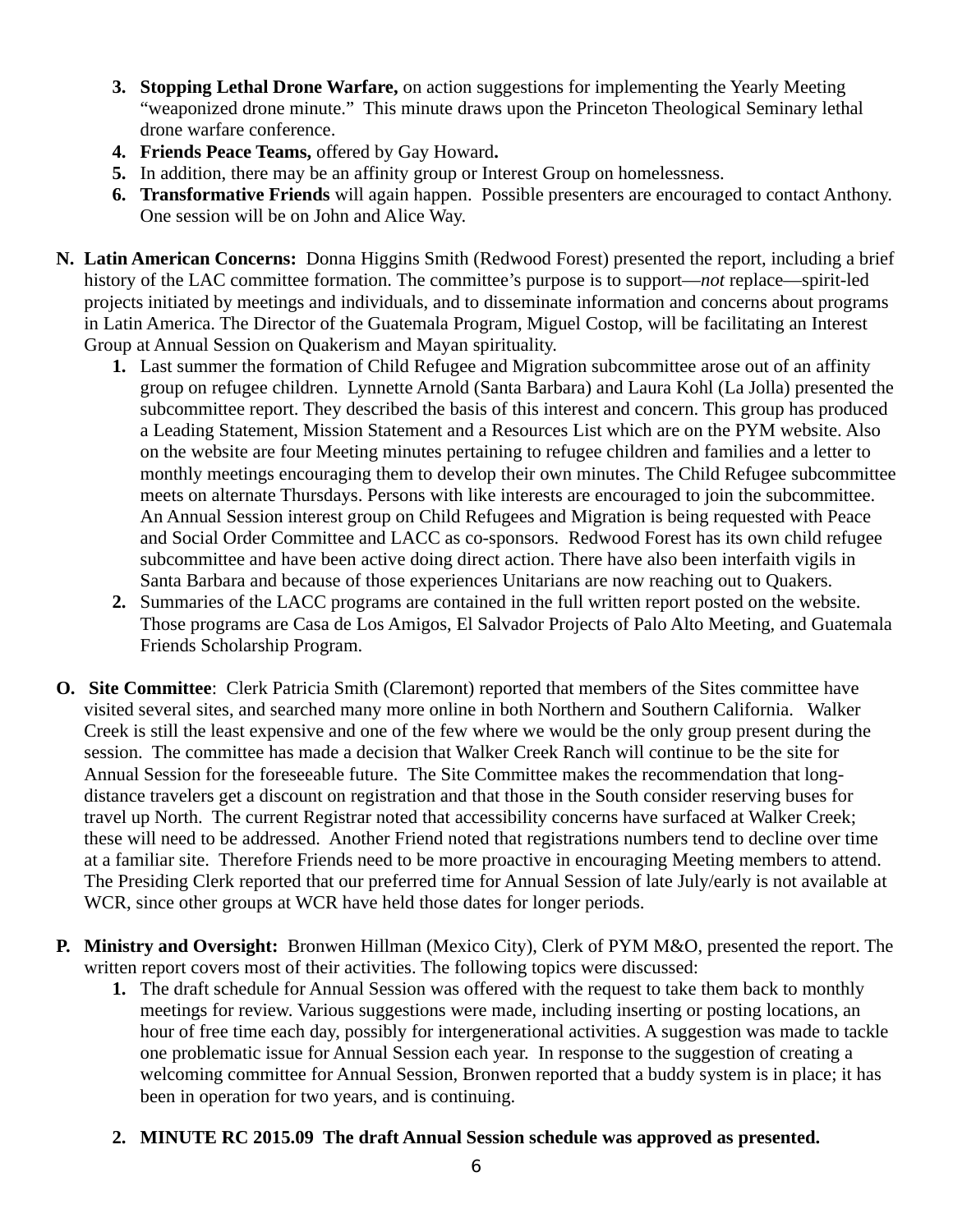3. **Stopping Lethal Drone Warfare,** on action suggestions for implementing the Yearly Meeting "weaponized drone minute." This minute draws upon the Princeton Theological Seminary lethal drone warfare conference.
4. **Friends Peace Teams,** offered by Gay Howard**.**
5. In addition, there may be an affinity group or Interest Group on homelessness.
6. **Transformative Friends** will again happen. Possible presenters are encouraged to contact Anthony. One session will be on John and Alice Way.

**N. Latin American Concerns:** Donna Higgins Smith (Redwood Forest) presented the report, including a brief history of the LAC committee formation. The committee's purpose is to support—*not* replace—spirit-led projects initiated by meetings and individuals, and to disseminate information and concerns about programs in Latin America. The Director of the Guatemala Program, Miguel Costop, will be facilitating an Interest Group at Annual Session on Quakerism and Mayan spirituality.

1. Last summer the formation of Child Refugee and Migration subcommittee arose out of an affinity group on refugee children. Lynnette Arnold (Santa Barbara) and Laura Kohl (La Jolla) presented the subcommittee report. They described the basis of this interest and concern. This group has produced a Leading Statement, Mission Statement and a Resources List which are on the PYM website. Also on the website are four Meeting minutes pertaining to refugee children and families and a letter to monthly meetings encouraging them to develop their own minutes. The Child Refugee subcommittee meets on alternate Thursdays. Persons with like interests are encouraged to join the subcommittee. An Annual Session interest group on Child Refugees and Migration is being requested with Peace and Social Order Committee and LACC as co-sponsors. Redwood Forest has its own child refugee subcommittee and have been active doing direct action. There have also been interfaith vigils in Santa Barbara and because of those experiences Unitarians are now reaching out to Quakers.
2. Summaries of the LACC programs are contained in the full written report posted on the website. Those programs are Casa de Los Amigos, El Salvador Projects of Palo Alto Meeting, and Guatemala Friends Scholarship Program.

**O. Site Committee**: Clerk Patricia Smith (Claremont) reported that members of the Sites committee have visited several sites, and searched many more online in both Northern and Southern California. Walker Creek is still the least expensive and one of the few where we would be the only group present during the session. The committee has made a decision that Walker Creek Ranch will continue to be the site for Annual Session for the foreseeable future. The Site Committee makes the recommendation that long-distance travelers get a discount on registration and that those in the South consider reserving buses for travel up North. The current Registrar noted that accessibility concerns have surfaced at Walker Creek; these will need to be addressed. Another Friend noted that registrations numbers tend to decline over time at a familiar site. Therefore Friends need to be more proactive in encouraging Meeting members to attend. The Presiding Clerk reported that our preferred time for Annual Session of late July/early is not available at WCR, since other groups at WCR have held those dates for longer periods.

**P. Ministry and Oversight:** Bronwen Hillman (Mexico City), Clerk of PYM M&O, presented the report. The written report covers most of their activities. The following topics were discussed:

1. The draft schedule for Annual Session was offered with the request to take them back to monthly meetings for review. Various suggestions were made, including inserting or posting locations, an hour of free time each day, possibly for intergenerational activities. A suggestion was made to tackle one problematic issue for Annual Session each year. In response to the suggestion of creating a welcoming committee for Annual Session, Bronwen reported that a buddy system is in place; it has been in operation for two years, and is continuing.
2. **MINUTE RC 2015.09 The draft Annual Session schedule was approved as presented.**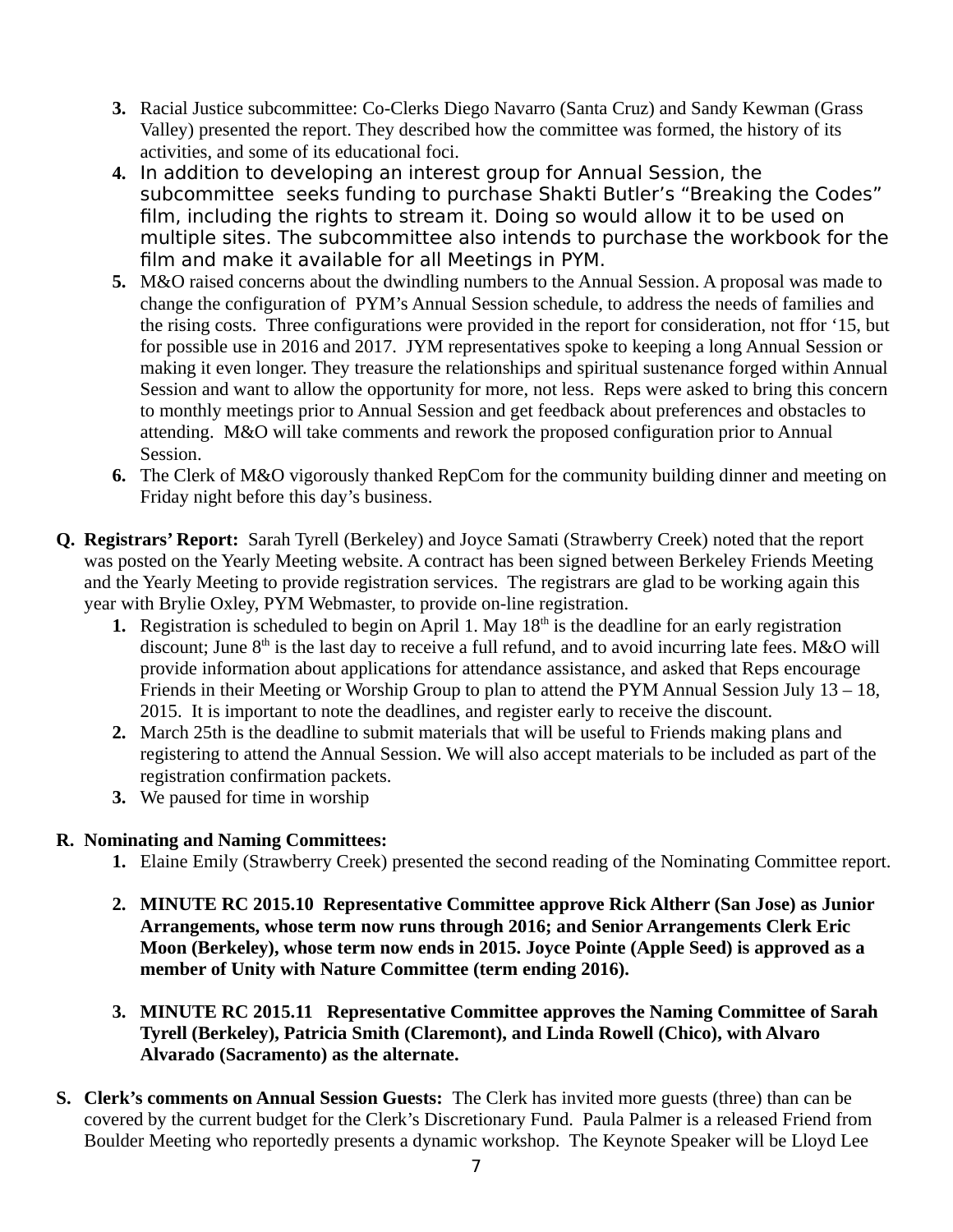3. Racial Justice subcommittee: Co-Clerks Diego Navarro (Santa Cruz) and Sandy Kewman (Grass Valley) presented the report. They described how the committee was formed, the history of its activities, and some of its educational foci.
4. In addition to developing an interest group for Annual Session, the subcommittee seeks funding to purchase Shakti Butler's "Breaking the Codes" film, including the rights to stream it. Doing so would allow it to be used on multiple sites. The subcommittee also intends to purchase the workbook for the film and make it available for all Meetings in PYM.
5. M&O raised concerns about the dwindling numbers to the Annual Session. A proposal was made to change the configuration of PYM's Annual Session schedule, to address the needs of families and the rising costs. Three configurations were provided in the report for consideration, not ffor '15, but for possible use in 2016 and 2017. JYM representatives spoke to keeping a long Annual Session or making it even longer. They treasure the relationships and spiritual sustenance forged within Annual Session and want to allow the opportunity for more, not less. Reps were asked to bring this concern to monthly meetings prior to Annual Session and get feedback about preferences and obstacles to attending. M&O will take comments and rework the proposed configuration prior to Annual Session.
6. The Clerk of M&O vigorously thanked RepCom for the community building dinner and meeting on Friday night before this day's business.

**Q. Registrars' Report:** Sarah Tyrell (Berkeley) and Joyce Samati (Strawberry Creek) noted that the report was posted on the Yearly Meeting website. A contract has been signed between Berkeley Friends Meeting and the Yearly Meeting to provide registration services. The registrars are glad to be working again this year with Brylie Oxley, PYM Webmaster, to provide on-line registration.

1. Registration is scheduled to begin on April 1. May 18th is the deadline for an early registration discount; June 8th is the last day to receive a full refund, and to avoid incurring late fees. M&O will provide information about applications for attendance assistance, and asked that Reps encourage Friends in their Meeting or Worship Group to plan to attend the PYM Annual Session July 13 – 18, 2015. It is important to note the deadlines, and register early to receive the discount.
2. March 25th is the deadline to submit materials that will be useful to Friends making plans and registering to attend the Annual Session. We will also accept materials to be included as part of the registration confirmation packets.
3. We paused for time in worship

**R. Nominating and Naming Committees:**

1. Elaine Emily (Strawberry Creek) presented the second reading of the Nominating Committee report.
2. **MINUTE RC 2015.10 Representative Committee approve Rick Altherr (San Jose) as Junior Arrangements, whose term now runs through 2016; and Senior Arrangements Clerk Eric Moon (Berkeley), whose term now ends in 2015. Joyce Pointe (Apple Seed) is approved as a member of Unity with Nature Committee (term ending 2016).**
3. **MINUTE RC 2015.11 Representative Committee approves the Naming Committee of Sarah Tyrell (Berkeley), Patricia Smith (Claremont), and Linda Rowell (Chico), with Alvaro Alvarado (Sacramento) as the alternate.**

**S. Clerk's comments on Annual Session Guests:** The Clerk has invited more guests (three) than can be covered by the current budget for the Clerk's Discretionary Fund. Paula Palmer is a released Friend from Boulder Meeting who reportedly presents a dynamic workshop. The Keynote Speaker will be Lloyd Lee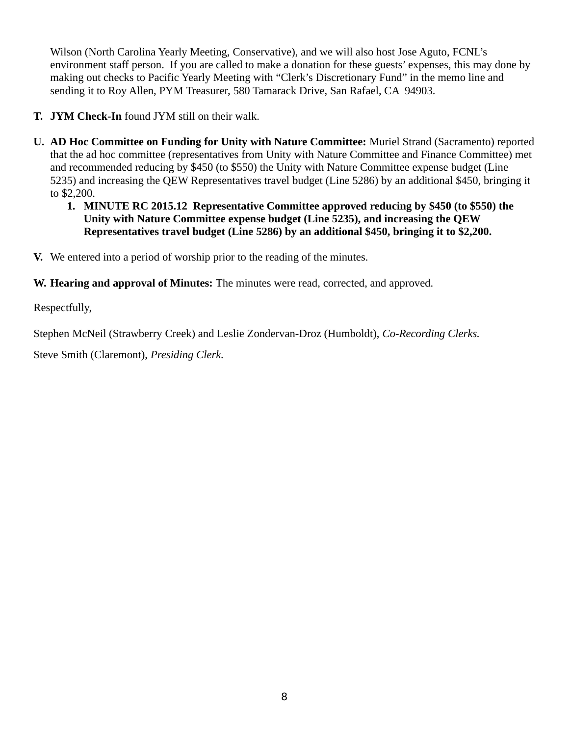Wilson (North Carolina Yearly Meeting, Conservative), and we will also host Jose Aguto, FCNL's environment staff person. If you are called to make a donation for these guests' expenses, this may done by making out checks to Pacific Yearly Meeting with "Clerk's Discretionary Fund" in the memo line and sending it to Roy Allen, PYM Treasurer, 580 Tamarack Drive, San Rafael, CA 94903.

T. **JYM Check-In** found JYM still on their walk.

U. **AD Hoc Committee on Funding for Unity with Nature Committee:** Muriel Strand (Sacramento) reported that the ad hoc committee (representatives from Unity with Nature Committee and Finance Committee) met and recommended reducing by $450 (to $550) the Unity with Nature Committee expense budget (Line 5235) and increasing the QEW Representatives travel budget (Line 5286) by an additional $450, bringing it to $2,200.

   1. **MINUTE RC 2015.12 Representative Committee approved reducing by $450 (to $550) the Unity with Nature Committee expense budget (Line 5235), and increasing the QEW Representatives travel budget (Line 5286) by an additional $450, bringing it to $2,200.**

V. We entered into a period of worship prior to the reading of the minutes.

W. **Hearing and approval of Minutes:** The minutes were read, corrected, and approved.

Respectfully,

Stephen McNeil (Strawberry Creek) and Leslie Zondervan-Droz (Humboldt), *Co-Recording Clerks.*

Steve Smith (Claremont), *Presiding Clerk.*